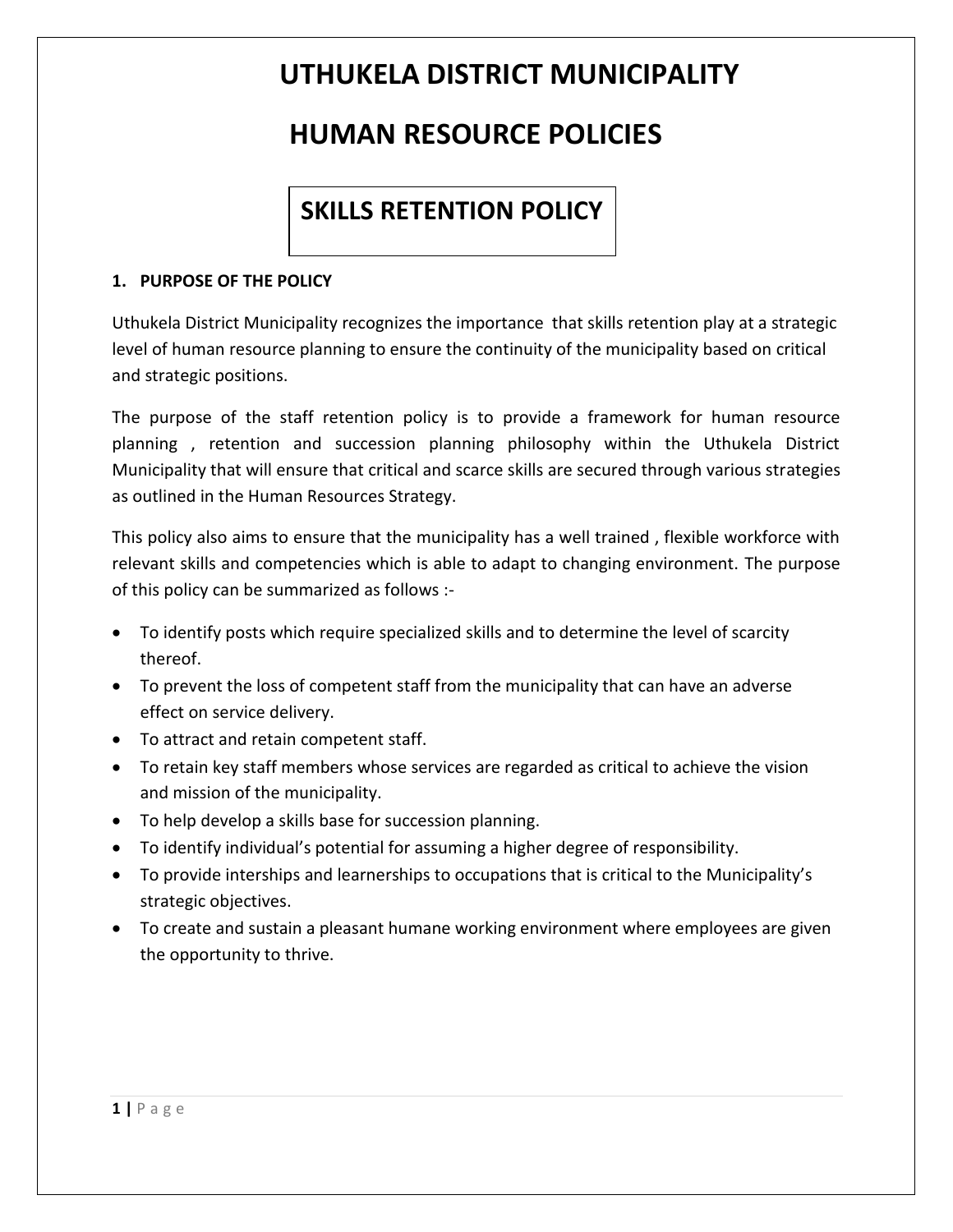# UTHUKELA DISTRICT MUNICIPALITY

# HUMAN RESOURCE POLICIES

## SKILLS RETENTION POLICY

### 1. PURPOSE OF THE POLICY

Uthukela District Municipality recognizes the importance that skills retention play at a strategic level of human resource planning to ensure the continuity of the municipality based on critical and strategic positions.

The purpose of the staff retention policy is to provide a framework for human resource planning , retention and succession planning philosophy within the Uthukela District Municipality that will ensure that critical and scarce skills are secured through various strategies as outlined in the Human Resources Strategy.

This policy also aims to ensure that the municipality has a well trained , flexible workforce with relevant skills and competencies which is able to adapt to changing environment. The purpose of this policy can be summarized as follows :-

- To identify posts which require specialized skills and to determine the level of scarcity thereof.
- To prevent the loss of competent staff from the municipality that can have an adverse effect on service delivery.
- To attract and retain competent staff.
- To retain key staff members whose services are regarded as critical to achieve the vision and mission of the municipality.
- To help develop a skills base for succession planning.
- To identify individual's potential for assuming a higher degree of responsibility.
- To provide interships and learnerships to occupations that is critical to the Municipality's strategic objectives.
- To create and sustain a pleasant humane working environment where employees are given the opportunity to thrive.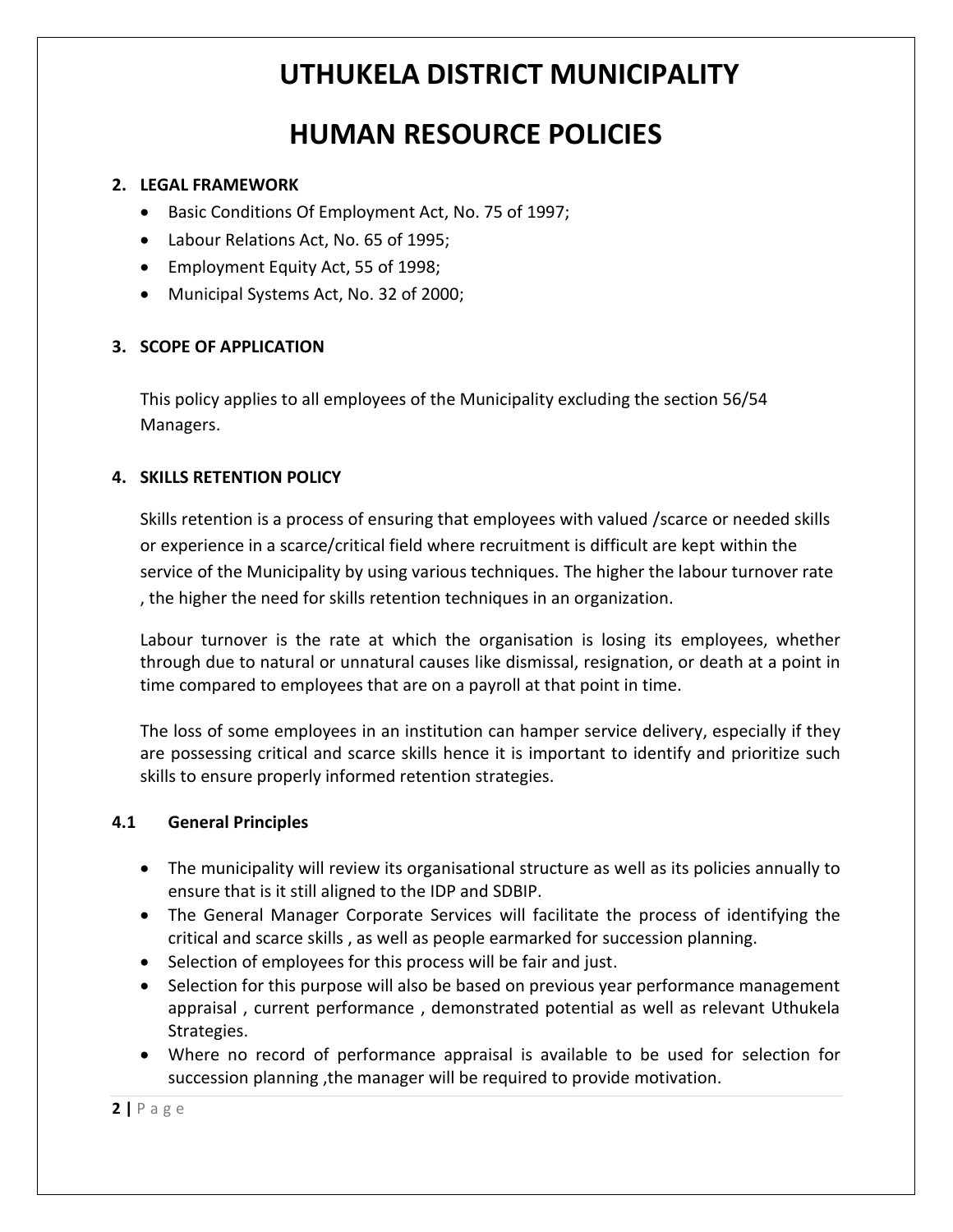# UTHUKELA DISTRICT MUNICIPALITY

# HUMAN RESOURCE POLICIES

## 2. LEGAL FRAMEWORK

- Basic Conditions Of Employment Act, No. 75 of 1997;
- Labour Relations Act, No. 65 of 1995;
- Employment Equity Act, 55 of 1998;
- Municipal Systems Act, No. 32 of 2000;

## 3. SCOPE OF APPLICATION

This policy applies to all employees of the Municipality excluding the section 56/54 Managers.

## 4. SKILLS RETENTION POLICY

Skills retention is a process of ensuring that employees with valued /scarce or needed skills or experience in a scarce/critical field where recruitment is difficult are kept within the service of the Municipality by using various techniques. The higher the labour turnover rate , the higher the need for skills retention techniques in an organization.

Labour turnover is the rate at which the organisation is losing its employees, whether through due to natural or unnatural causes like dismissal, resignation, or death at a point in time compared to employees that are on a payroll at that point in time.

The loss of some employees in an institution can hamper service delivery, especially if they are possessing critical and scarce skills hence it is important to identify and prioritize such skills to ensure properly informed retention strategies.

### 4.1 General Principles

- The municipality will review its organisational structure as well as its policies annually to ensure that is it still aligned to the IDP and SDBIP.
- The General Manager Corporate Services will facilitate the process of identifying the critical and scarce skills , as well as people earmarked for succession planning.
- Selection of employees for this process will be fair and just.
- Selection for this purpose will also be based on previous year performance management appraisal , current performance , demonstrated potential as well as relevant Uthukela Strategies.
- Where no record of performance appraisal is available to be used for selection for succession planning ,the manager will be required to provide motivation.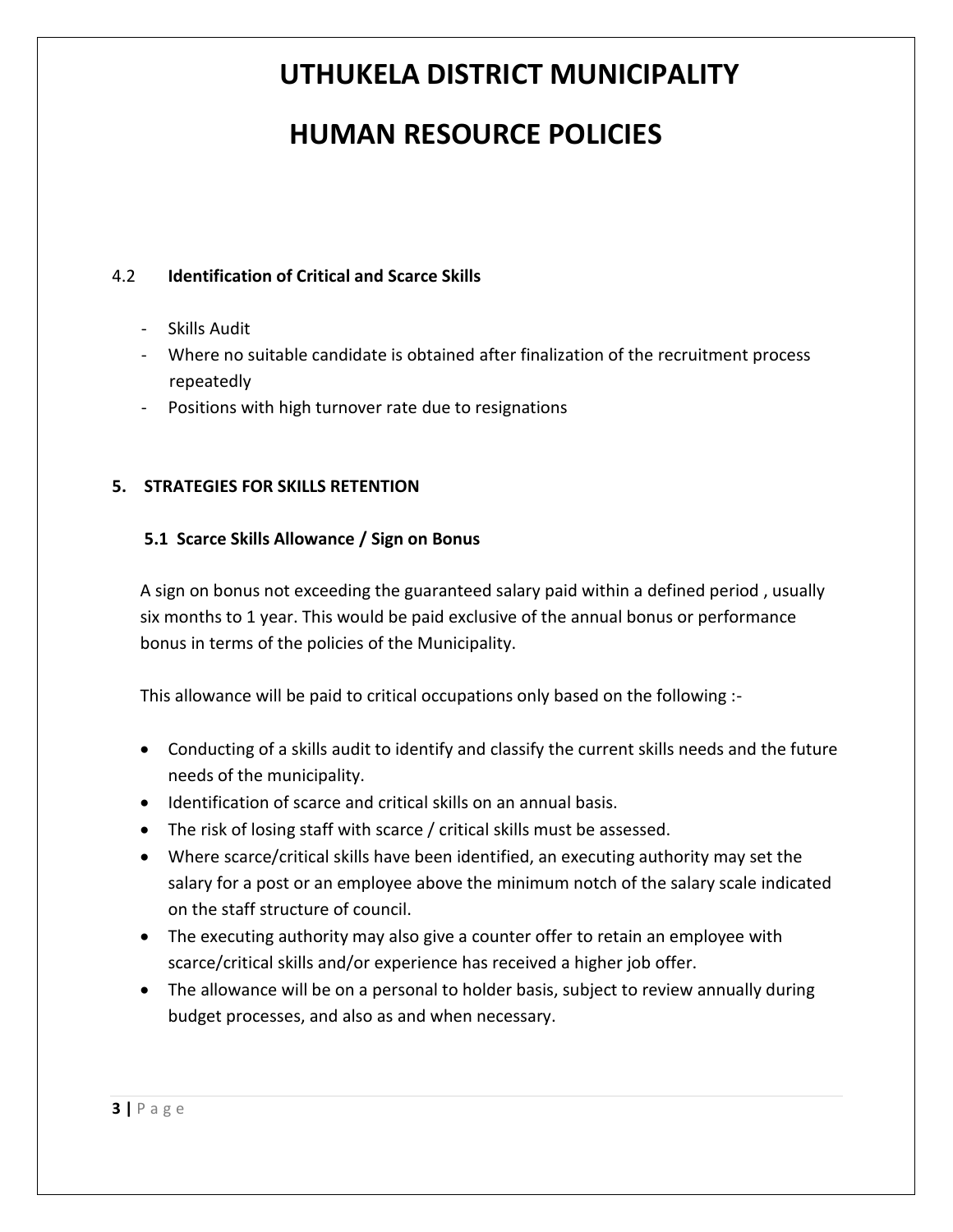# UTHUKELA DISTRICT MUNICIPALITY

# HUMAN RESOURCE POLICIES

### 4.2 Identification of Critical and Scarce Skills

- Skills Audit
- Where no suitable candidate is obtained after finalization of the recruitment process repeatedly
- Positions with high turnover rate due to resignations

## 5. STRATEGIES FOR SKILLS RETENTION

### 5.1 Scarce Skills Allowance / Sign on Bonus

A sign on bonus not exceeding the guaranteed salary paid within a defined period , usually six months to 1 year. This would be paid exclusive of the annual bonus or performance bonus in terms of the policies of the Municipality.

This allowance will be paid to critical occupations only based on the following :-

- Conducting of a skills audit to identify and classify the current skills needs and the future needs of the municipality.
- Identification of scarce and critical skills on an annual basis.
- The risk of losing staff with scarce / critical skills must be assessed.
- Where scarce/critical skills have been identified, an executing authority may set the salary for a post or an employee above the minimum notch of the salary scale indicated on the staff structure of council.
- The executing authority may also give a counter offer to retain an employee with scarce/critical skills and/or experience has received a higher job offer.
- The allowance will be on a personal to holder basis, subject to review annually during budget processes, and also as and when necessary.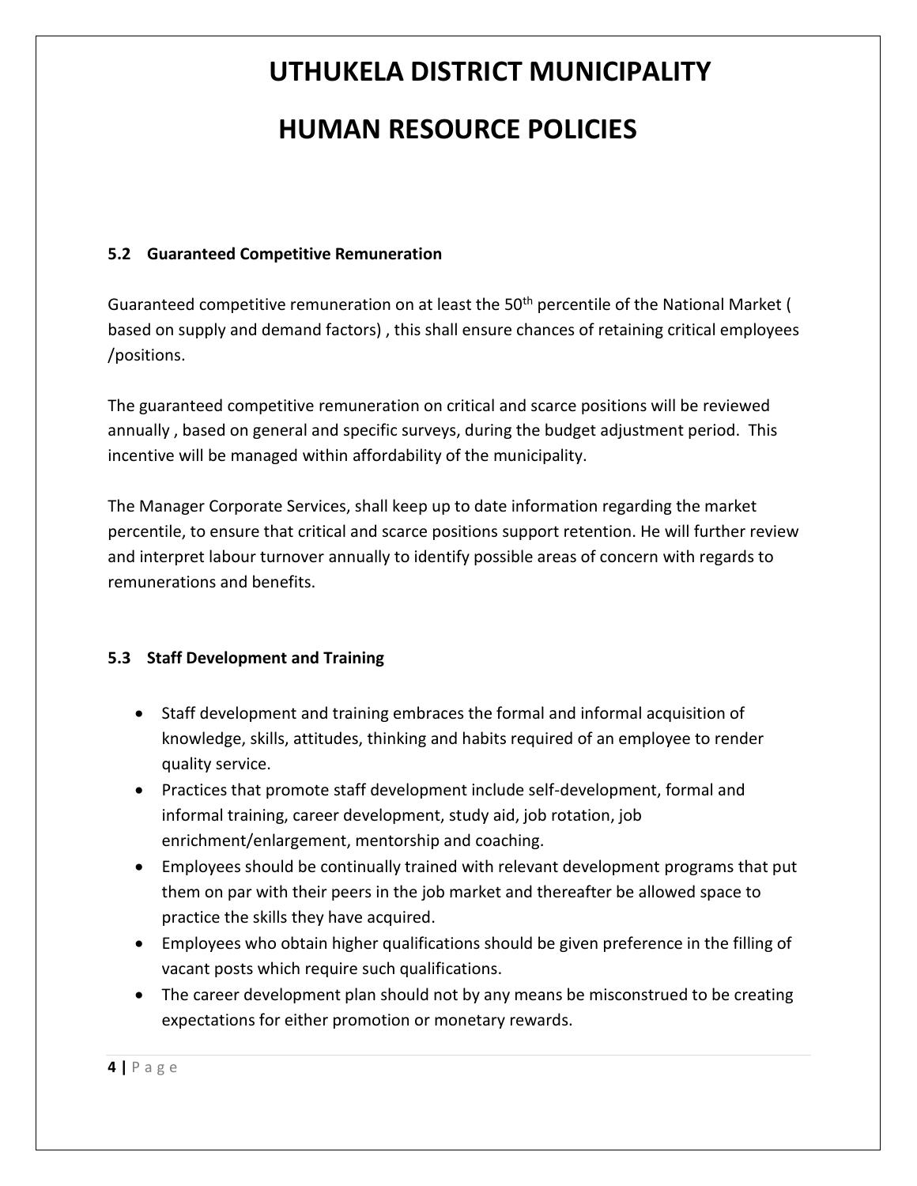### 5.2 Guaranteed Competitive Remuneration

Guaranteed competitive remuneration on at least the 50th percentile of the National Market ( based on supply and demand factors) , this shall ensure chances of retaining critical employees /positions.

The guaranteed competitive remuneration on critical and scarce positions will be reviewed annually , based on general and specific surveys, during the budget adjustment period. This incentive will be managed within affordability of the municipality.

The Manager Corporate Services, shall keep up to date information regarding the market percentile, to ensure that critical and scarce positions support retention. He will further review and interpret labour turnover annually to identify possible areas of concern with regards to remunerations and benefits.

### 5.3 Staff Development and Training

- Staff development and training embraces the formal and informal acquisition of knowledge, skills, attitudes, thinking and habits required of an employee to render quality service.
- Practices that promote staff development include self-development, formal and informal training, career development, study aid, job rotation, job enrichment/enlargement, mentorship and coaching.
- Employees should be continually trained with relevant development programs that put them on par with their peers in the job market and thereafter be allowed space to practice the skills they have acquired.
- Employees who obtain higher qualifications should be given preference in the filling of vacant posts which require such qualifications.
- The career development plan should not by any means be misconstrued to be creating expectations for either promotion or monetary rewards.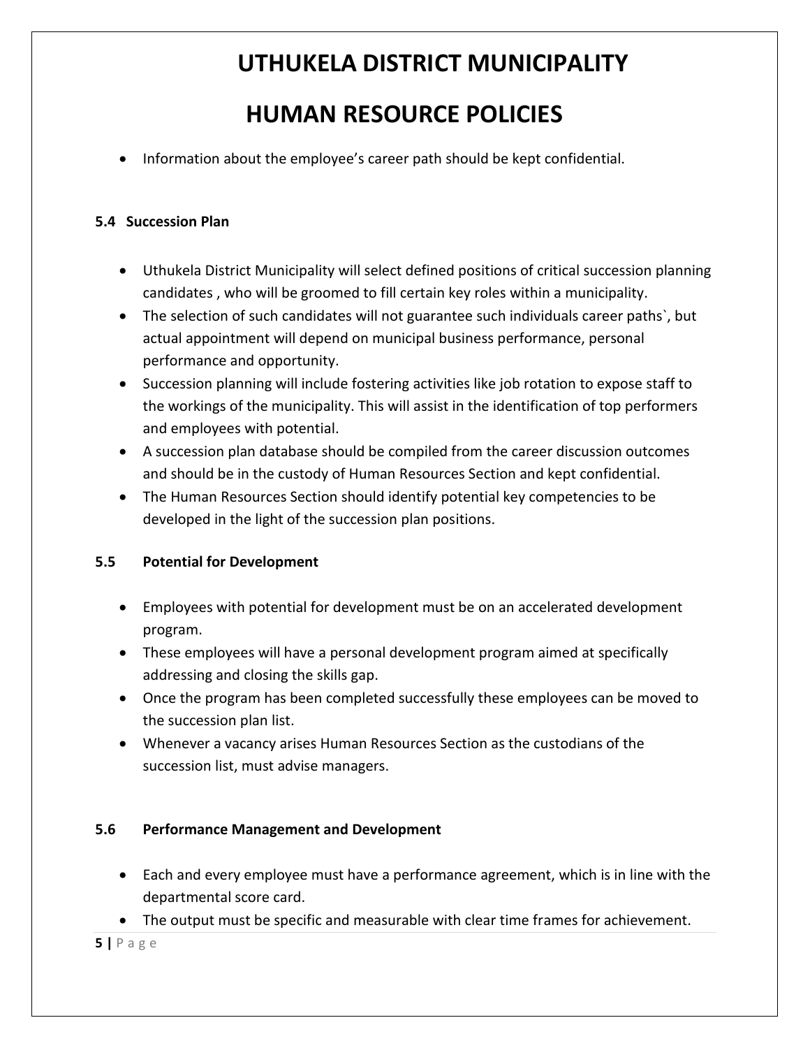- Information about the employee's career path should be kept confidential.

### 5.4 Succession Plan

- Uthukela District Municipality will select defined positions of critical succession planning candidates , who will be groomed to fill certain key roles within a municipality.
- The selection of such candidates will not guarantee such individuals career paths`, but actual appointment will depend on municipal business performance, personal performance and opportunity.
- Succession planning will include fostering activities like job rotation to expose staff to the workings of the municipality. This will assist in the identification of top performers and employees with potential.
- A succession plan database should be compiled from the career discussion outcomes and should be in the custody of Human Resources Section and kept confidential.
- The Human Resources Section should identify potential key competencies to be developed in the light of the succession plan positions.

### 5.5 Potential for Development

- Employees with potential for development must be on an accelerated development program.
- These employees will have a personal development program aimed at specifically addressing and closing the skills gap.
- Once the program has been completed successfully these employees can be moved to the succession plan list.
- Whenever a vacancy arises Human Resources Section as the custodians of the succession list, must advise managers.

### 5.6 Performance Management and Development

- Each and every employee must have a performance agreement, which is in line with the departmental score card.
- The output must be specific and measurable with clear time frames for achievement.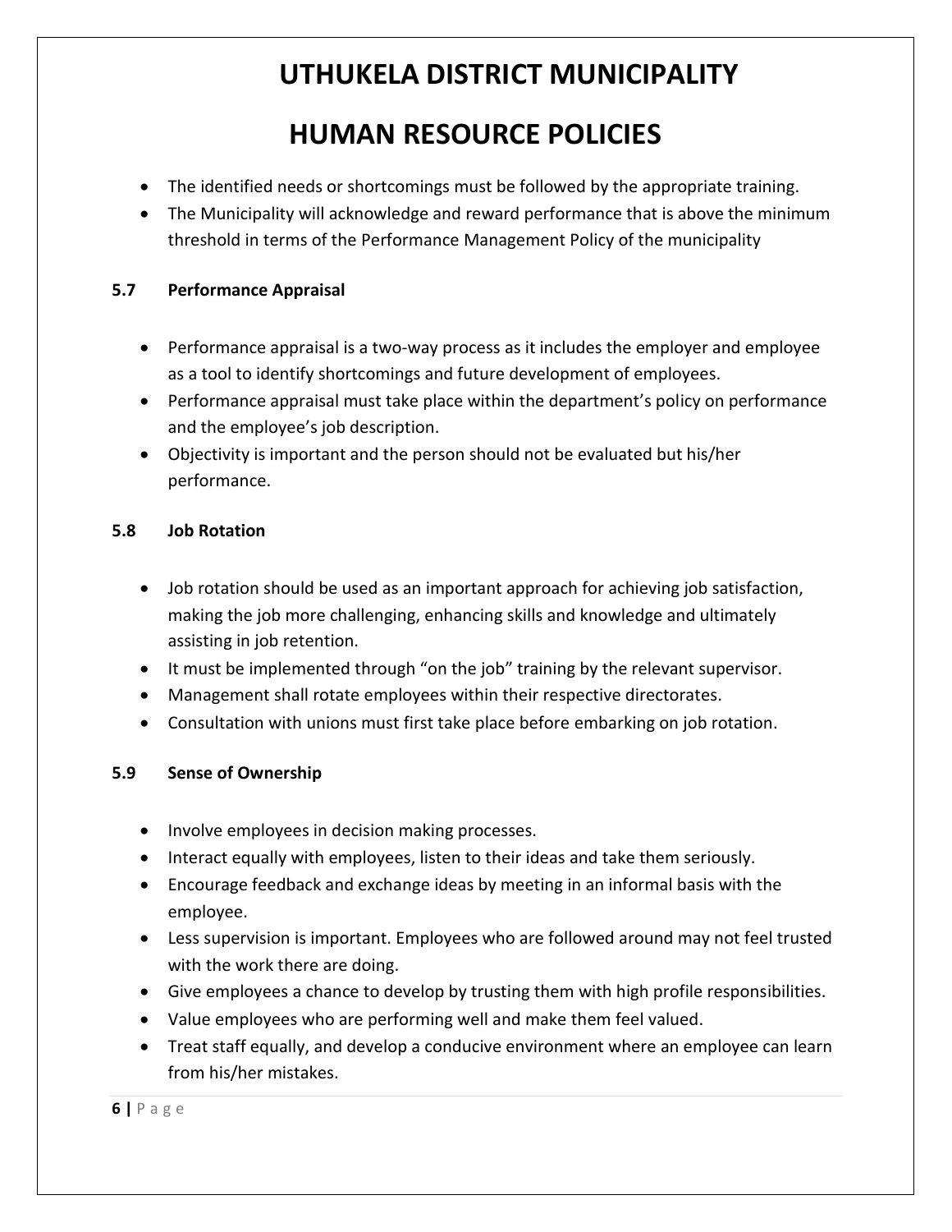- The identified needs or shortcomings must be followed by the appropriate training.
- The Municipality will acknowledge and reward performance that is above the minimum threshold in terms of the Performance Management Policy of the municipality

### 5.7 Performance Appraisal

- Performance appraisal is a two-way process as it includes the employer and employee as a tool to identify shortcomings and future development of employees.
- Performance appraisal must take place within the department's policy on performance and the employee's job description.
- Objectivity is important and the person should not be evaluated but his/her performance.

### 5.8 Job Rotation

- Job rotation should be used as an important approach for achieving job satisfaction, making the job more challenging, enhancing skills and knowledge and ultimately assisting in job retention.
- It must be implemented through "on the job" training by the relevant supervisor.
- Management shall rotate employees within their respective directorates.
- Consultation with unions must first take place before embarking on job rotation.

### 5.9 Sense of Ownership

- Involve employees in decision making processes.
- Interact equally with employees, listen to their ideas and take them seriously.
- Encourage feedback and exchange ideas by meeting in an informal basis with the employee.
- Less supervision is important. Employees who are followed around may not feel trusted with the work there are doing.
- Give employees a chance to develop by trusting them with high profile responsibilities.
- Value employees who are performing well and make them feel valued.
- Treat staff equally, and develop a conducive environment where an employee can learn from his/her mistakes.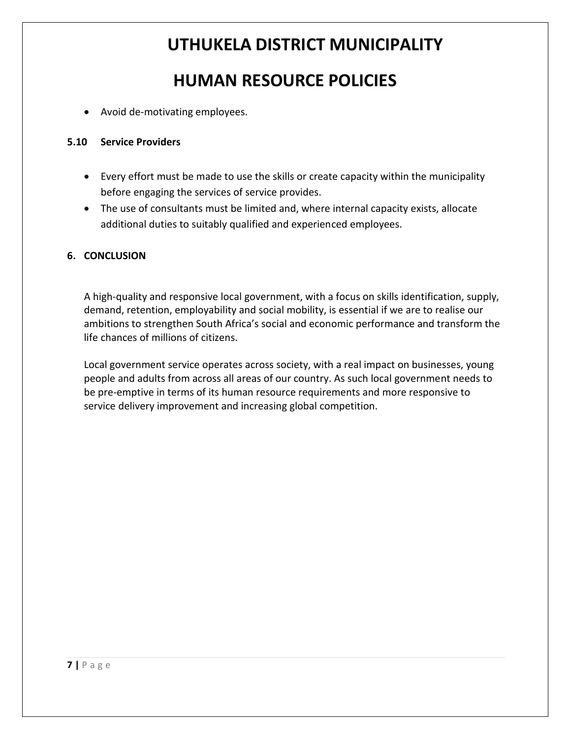- Avoid de-motivating employees.

### 5.10 Service Providers

- Every effort must be made to use the skills or create capacity within the municipality before engaging the services of service provides.
- The use of consultants must be limited and, where internal capacity exists, allocate additional duties to suitably qualified and experienced employees.

## 6. CONCLUSION

A high-quality and responsive local government, with a focus on skills identification, supply, demand, retention, employability and social mobility, is essential if we are to realise our ambitions to strengthen South Africa's social and economic performance and transform the life chances of millions of citizens.

Local government service operates across society, with a real impact on businesses, young people and adults from across all areas of our country. As such local government needs to be pre-emptive in terms of its human resource requirements and more responsive to service delivery improvement and increasing global competition.